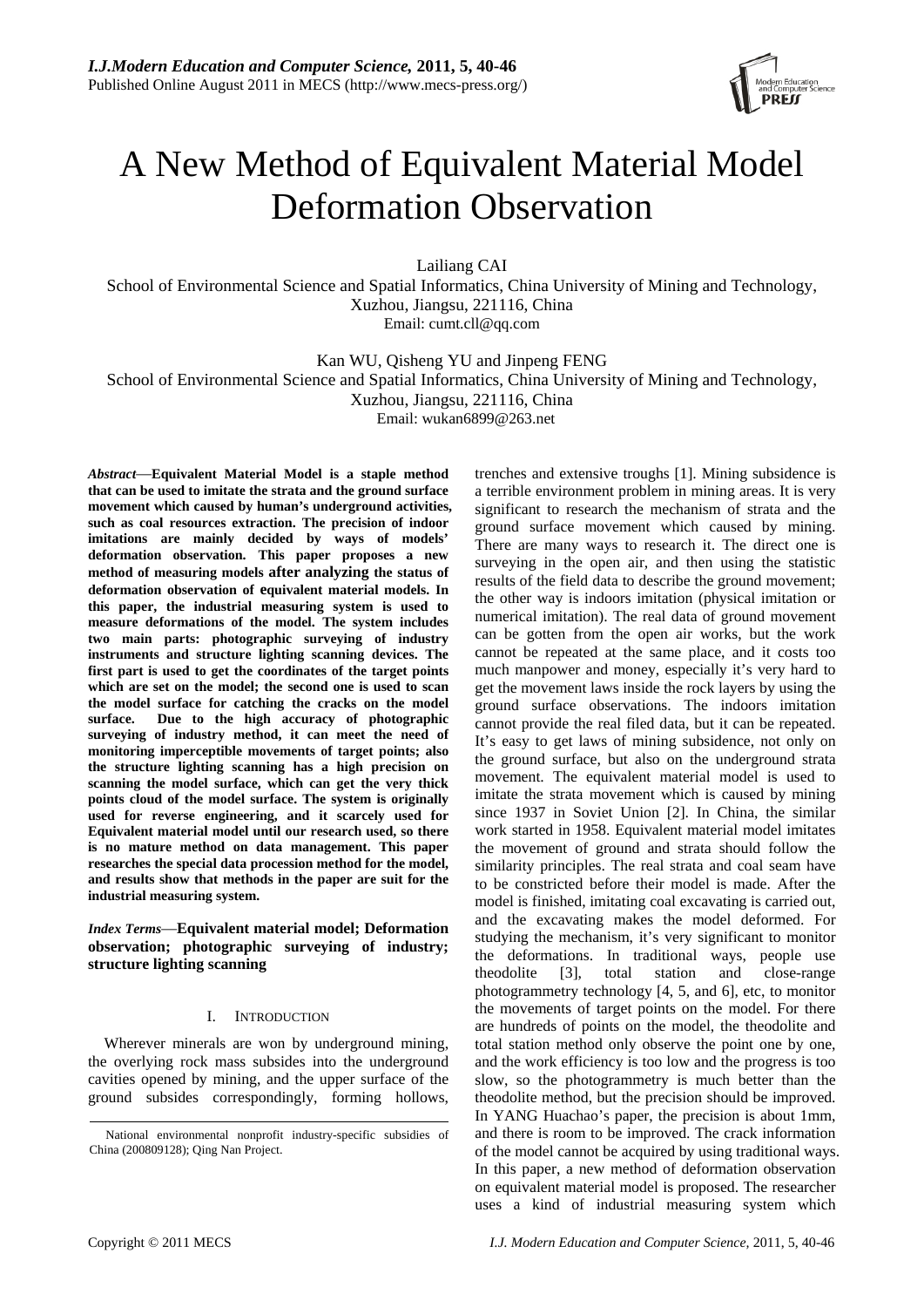# A New Method of Equivalent Material Model Deformation Observation

Lailiang CAI
School of Environmental Science and Spatial Informatics, China University of Mining and Technology, Xuzhou, Jiangsu, 221116, China
Email: cumt.cll@qq.com

Kan WU, Qisheng YU and Jinpeng FENG
School of Environmental Science and Spatial Informatics, China University of Mining and Technology, Xuzhou, Jiangsu, 221116, China
Email: wukan6899@263.net

***Abstract*—Equivalent Material Model is a staple method that can be used to imitate the strata and the ground surface movement which caused by human's underground activities, such as coal resources extraction. The precision of indoor imitations are mainly decided by ways of models' deformation observation. This paper proposes a new method of measuring models after analyzing the status of deformation observation of equivalent material models. In this paper, the industrial measuring system is used to measure deformations of the model. The system includes two main parts: photographic surveying of industry instruments and structure lighting scanning devices. The first part is used to get the coordinates of the target points which are set on the model; the second one is used to scan the model surface for catching the cracks on the model surface. Due to the high accuracy of photographic surveying of industry method, it can meet the need of monitoring imperceptible movements of target points; also the structure lighting scanning has a high precision on scanning the model surface, which can get the very thick points cloud of the model surface. The system is originally used for reverse engineering, and it scarcely used for Equivalent material model until our research used, so there is no mature method on data management. This paper researches the special data procession method for the model, and results show that methods in the paper are suit for the industrial measuring system.**

***Index Terms*—Equivalent material model; Deformation observation; photographic surveying of industry; structure lighting scanning**

## I. Introduction

Wherever minerals are won by underground mining, the overlying rock mass subsides into the underground cavities opened by mining, and the upper surface of the ground subsides correspondingly, forming hollows, trenches and extensive troughs [1]. Mining subsidence is a terrible environment problem in mining areas. It is very significant to research the mechanism of strata and the ground surface movement which caused by mining. There are many ways to research it. The direct one is surveying in the open air, and then using the statistic results of the field data to describe the ground movement; the other way is indoors imitation (physical imitation or numerical imitation). The real data of ground movement can be gotten from the open air works, but the work cannot be repeated at the same place, and it costs too much manpower and money, especially it's very hard to get the movement laws inside the rock layers by using the ground surface observations. The indoors imitation cannot provide the real filed data, but it can be repeated. It's easy to get laws of mining subsidence, not only on the ground surface, but also on the underground strata movement. The equivalent material model is used to imitate the strata movement which is caused by mining since 1937 in Soviet Union [2]. In China, the similar work started in 1958. Equivalent material model imitates the movement of ground and strata should follow the similarity principles. The real strata and coal seam have to be constricted before their model is made. After the model is finished, imitating coal excavating is carried out, and the excavating makes the model deformed. For studying the mechanism, it's very significant to monitor the deformations. In traditional ways, people use theodolite [3], total station and close-range photogrammetry technology [4, 5, and 6], etc, to monitor the movements of target points on the model. For there are hundreds of points on the model, the theodolite and total station method only observe the point one by one, and the work efficiency is too low and the progress is too slow, so the photogrammetry is much better than the theodolite method, but the precision should be improved. In YANG Huachao's paper, the precision is about 1mm, and there is room to be improved. The crack information of the model cannot be acquired by using traditional ways. In this paper, a new method of deformation observation on equivalent material model is proposed. The researcher uses a kind of industrial measuring system which

National environmental nonprofit industry-specific subsidies of China (200809128); Qing Nan Project.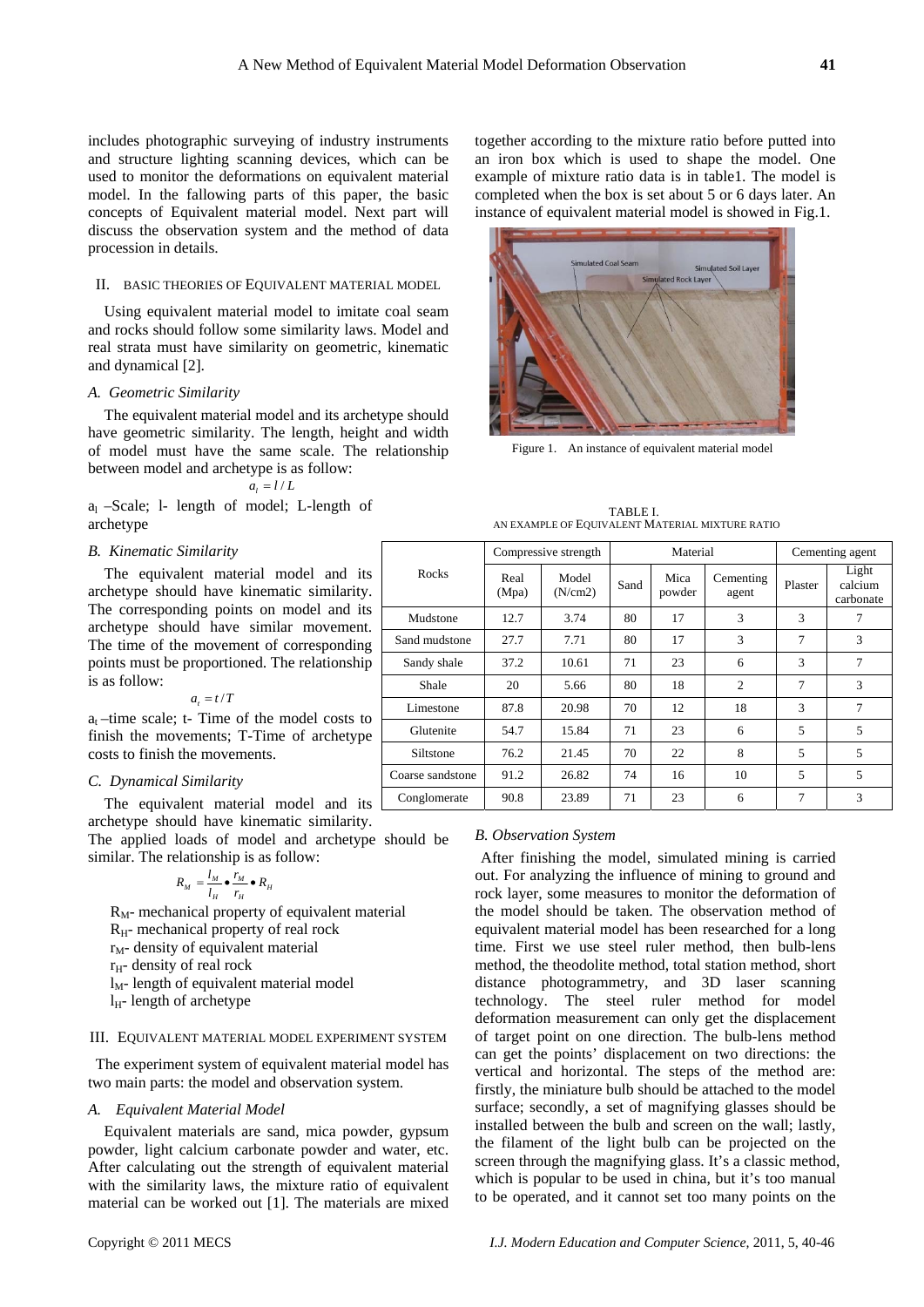includes photographic surveying of industry instruments and structure lighting scanning devices, which can be used to monitor the deformations on equivalent material model. In the fallowing parts of this paper, the basic concepts of Equivalent material model. Next part will discuss the observation system and the method of data procession in details.

## II. BASIC THEORIES OF EQUIVALENT MATERIAL MODEL

Using equivalent material model to imitate coal seam and rocks should follow some similarity laws. Model and real strata must have similarity on geometric, kinematic and dynamical [2].

### *A. Geometric Similarity*

The equivalent material model and its archetype should have geometric similarity. The length, height and width of model must have the same scale. The relationship between model and archetype is as follow:

$$a_l = l / L$$

$a_l$ –Scale; l- length of model; L-length of archetype

### *B. Kinematic Similarity*

The equivalent material model and its archetype should have kinematic similarity. The corresponding points on model and its archetype should have similar movement. The time of the movement of corresponding points must be proportioned. The relationship is as follow:

$$a_t = t / T$$

$a_t$ –time scale; t- Time of the model costs to finish the movements; T-Time of archetype costs to finish the movements.

### *C. Dynamical Similarity*

The equivalent material model and its archetype should have kinematic similarity. The applied loads of model and archetype should be similar. The relationship is as follow:

$$R_M = \frac{l_M}{l_H} \bullet \frac{r_M}{r_H} \bullet R_H$$

$R_M$- mechanical property of equivalent material
$R_H$- mechanical property of real rock
$r_M$- density of equivalent material
$r_H$- density of real rock
$l_M$- length of equivalent material model
$l_H$- length of archetype

## III. EQUIVALENT MATERIAL MODEL EXPERIMENT SYSTEM

The experiment system of equivalent material model has two main parts: the model and observation system.

### *A. Equivalent Material Model*

Equivalent materials are sand, mica powder, gypsum powder, light calcium carbonate powder and water, etc. After calculating out the strength of equivalent material with the similarity laws, the mixture ratio of equivalent material can be worked out [1]. The materials are mixed together according to the mixture ratio before putted into an iron box which is used to shape the model. One example of mixture ratio data is in table1. The model is completed when the box is set about 5 or 6 days later. An instance of equivalent material model is showed in Fig.1.

Figure 1. An instance of equivalent material model

TABLE I.
AN EXAMPLE OF EQUIVALENT MATERIAL MIXTURE RATIO

| Rocks | Compressive strength | | Material | | | Cementing agent | |
|---|---|---|---|---|---|---|---|
| | Real (Mpa) | Model (N/cm2) | Sand | Mica powder | Cementing agent | Plaster | Light calcium carbonate |
| Mudstone | 12.7 | 3.74 | 80 | 17 | 3 | 3 | 7 |
| Sand mudstone | 27.7 | 7.71 | 80 | 17 | 3 | 7 | 3 |
| Sandy shale | 37.2 | 10.61 | 71 | 23 | 6 | 3 | 7 |
| Shale | 20 | 5.66 | 80 | 18 | 2 | 7 | 3 |
| Limestone | 87.8 | 20.98 | 70 | 12 | 18 | 3 | 7 |
| Glutenite | 54.7 | 15.84 | 71 | 23 | 6 | 5 | 5 |
| Siltstone | 76.2 | 21.45 | 70 | 22 | 8 | 5 | 5 |
| Coarse sandstone | 91.2 | 26.82 | 74 | 16 | 10 | 5 | 5 |
| Conglomerate | 90.8 | 23.89 | 71 | 23 | 6 | 7 | 3 |

### *B. Observation System*

After finishing the model, simulated mining is carried out. For analyzing the influence of mining to ground and rock layer, some measures to monitor the deformation of the model should be taken. The observation method of equivalent material model has been researched for a long time. First we use steel ruler method, then bulb-lens method, the theodolite method, total station method, short distance photogrammetry, and 3D laser scanning technology. The steel ruler method for model deformation measurement can only get the displacement of target point on one direction. The bulb-lens method can get the points' displacement on two directions: the vertical and horizontal. The steps of the method are: firstly, the miniature bulb should be attached to the model surface; secondly, a set of magnifying glasses should be installed between the bulb and screen on the wall; lastly, the filament of the light bulb can be projected on the screen through the magnifying glass. It's a classic method, which is popular to be used in china, but it's too manual to be operated, and it cannot set too many points on the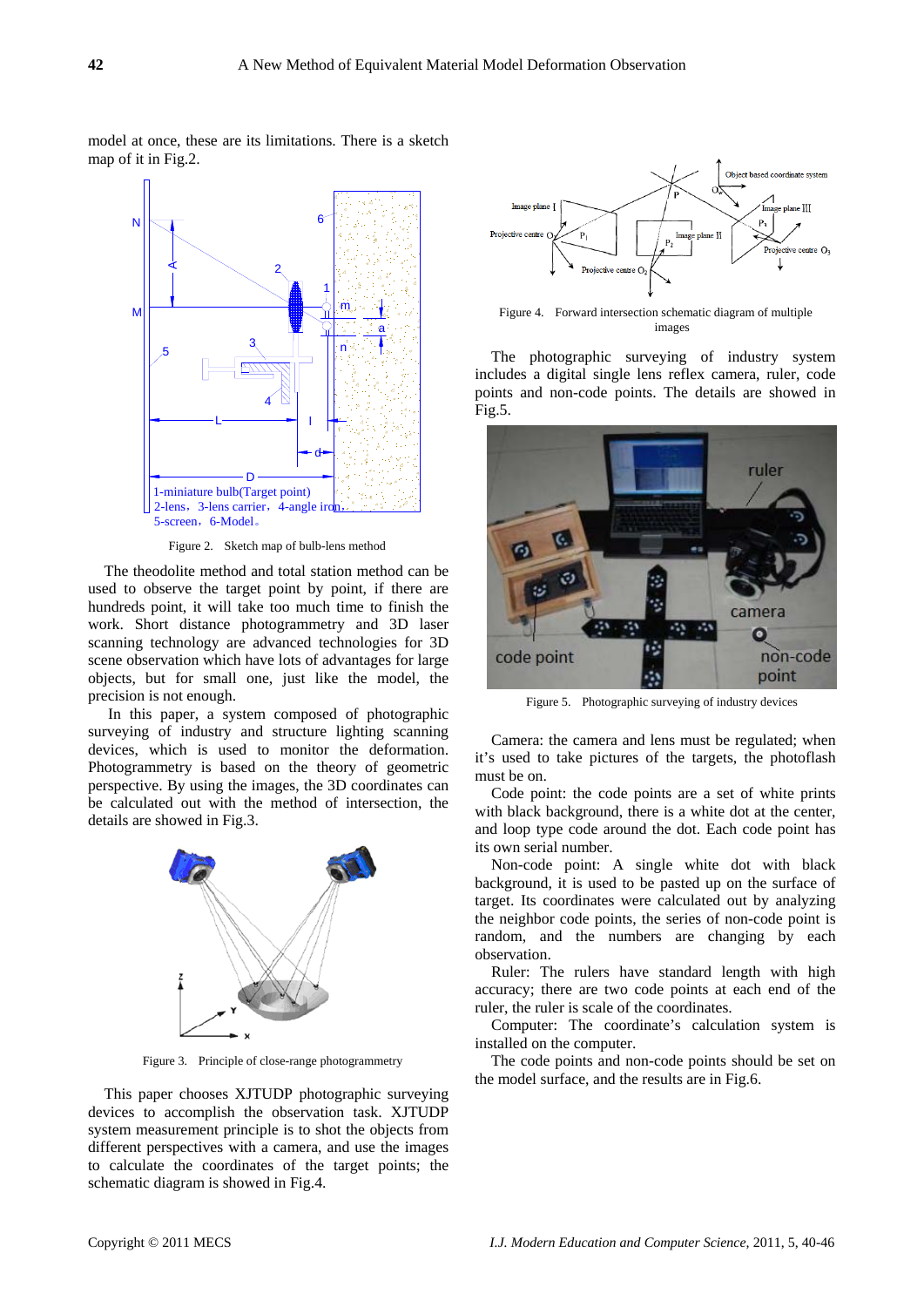model at once, these are its limitations. There is a sketch map of it in Fig.2.

Figure 2. Sketch map of bulb-lens method

The theodolite method and total station method can be used to observe the target point by point, if there are hundreds point, it will take too much time to finish the work. Short distance photogrammetry and 3D laser scanning technology are advanced technologies for 3D scene observation which have lots of advantages for large objects, but for small one, just like the model, the precision is not enough.

In this paper, a system composed of photographic surveying of industry and structure lighting scanning devices, which is used to monitor the deformation. Photogrammetry is based on the theory of geometric perspective. By using the images, the 3D coordinates can be calculated out with the method of intersection, the details are showed in Fig.3.

Figure 3. Principle of close-range photogrammetry

This paper chooses XJTUDP photographic surveying devices to accomplish the observation task. XJTUDP system measurement principle is to shot the objects from different perspectives with a camera, and use the images to calculate the coordinates of the target points; the schematic diagram is showed in Fig.4.

Figure 4. Forward intersection schematic diagram of multiple images

The photographic surveying of industry system includes a digital single lens reflex camera, ruler, code points and non-code points. The details are showed in Fig.5.

Figure 5. Photographic surveying of industry devices

Camera: the camera and lens must be regulated; when it's used to take pictures of the targets, the photoflash must be on.

Code point: the code points are a set of white prints with black background, there is a white dot at the center, and loop type code around the dot. Each code point has its own serial number.

Non-code point: A single white dot with black background, it is used to be pasted up on the surface of target. Its coordinates were calculated out by analyzing the neighbor code points, the series of non-code point is random, and the numbers are changing by each observation.

Ruler: The rulers have standard length with high accuracy; there are two code points at each end of the ruler, the ruler is scale of the coordinates.

Computer: The coordinate's calculation system is installed on the computer.

The code points and non-code points should be set on the model surface, and the results are in Fig.6.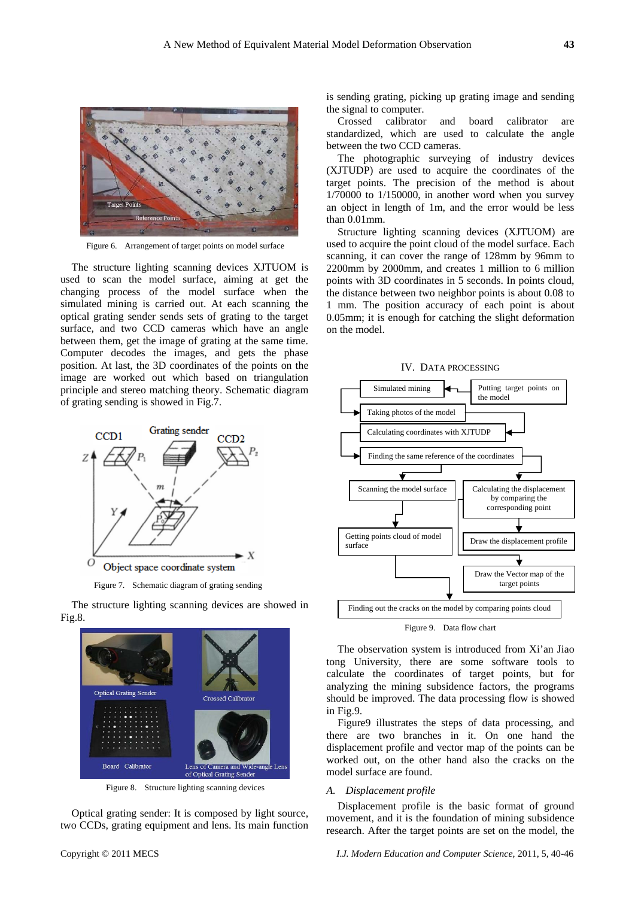Figure 6. Arrangement of target points on model surface

The structure lighting scanning devices XJTUOM is used to scan the model surface, aiming at get the changing process of the model surface when the simulated mining is carried out. At each scanning the optical grating sender sends sets of grating to the target surface, and two CCD cameras which have an angle between them, get the image of grating at the same time. Computer decodes the images, and gets the phase position. At last, the 3D coordinates of the points on the image are worked out which based on triangulation principle and stereo matching theory. Schematic diagram of grating sending is showed in Fig.7.

Figure 7. Schematic diagram of grating sending

The structure lighting scanning devices are showed in Fig.8.

Figure 8. Structure lighting scanning devices

Optical grating sender: It is composed by light source, two CCDs, grating equipment and lens. Its main function is sending grating, picking up grating image and sending the signal to computer.

Crossed calibrator and board calibrator are standardized, which are used to calculate the angle between the two CCD cameras.

The photographic surveying of industry devices (XJTUDP) are used to acquire the coordinates of the target points. The precision of the method is about 1/70000 to 1/150000, in another word when you survey an object in length of 1m, and the error would be less than 0.01mm.

Structure lighting scanning devices (XJTUOM) are used to acquire the point cloud of the model surface. Each scanning, it can cover the range of 128mm by 96mm to 2200mm by 2000mm, and creates 1 million to 6 million points with 3D coordinates in 5 seconds. In points cloud, the distance between two neighbor points is about 0.08 to 1 mm. The position accuracy of each point is about 0.05mm; it is enough for catching the slight deformation on the model.

## IV. Data Processing

Figure 9. Data flow chart

The observation system is introduced from Xi'an Jiao tong University, there are some software tools to calculate the coordinates of target points, but for analyzing the mining subsidence factors, the programs should be improved. The data processing flow is showed in Fig.9.

Figure9 illustrates the steps of data processing, and there are two branches in it. On one hand the displacement profile and vector map of the points can be worked out, on the other hand also the cracks on the model surface are found.

### *A. Displacement profile*

Displacement profile is the basic format of ground movement, and it is the foundation of mining subsidence research. After the target points are set on the model, the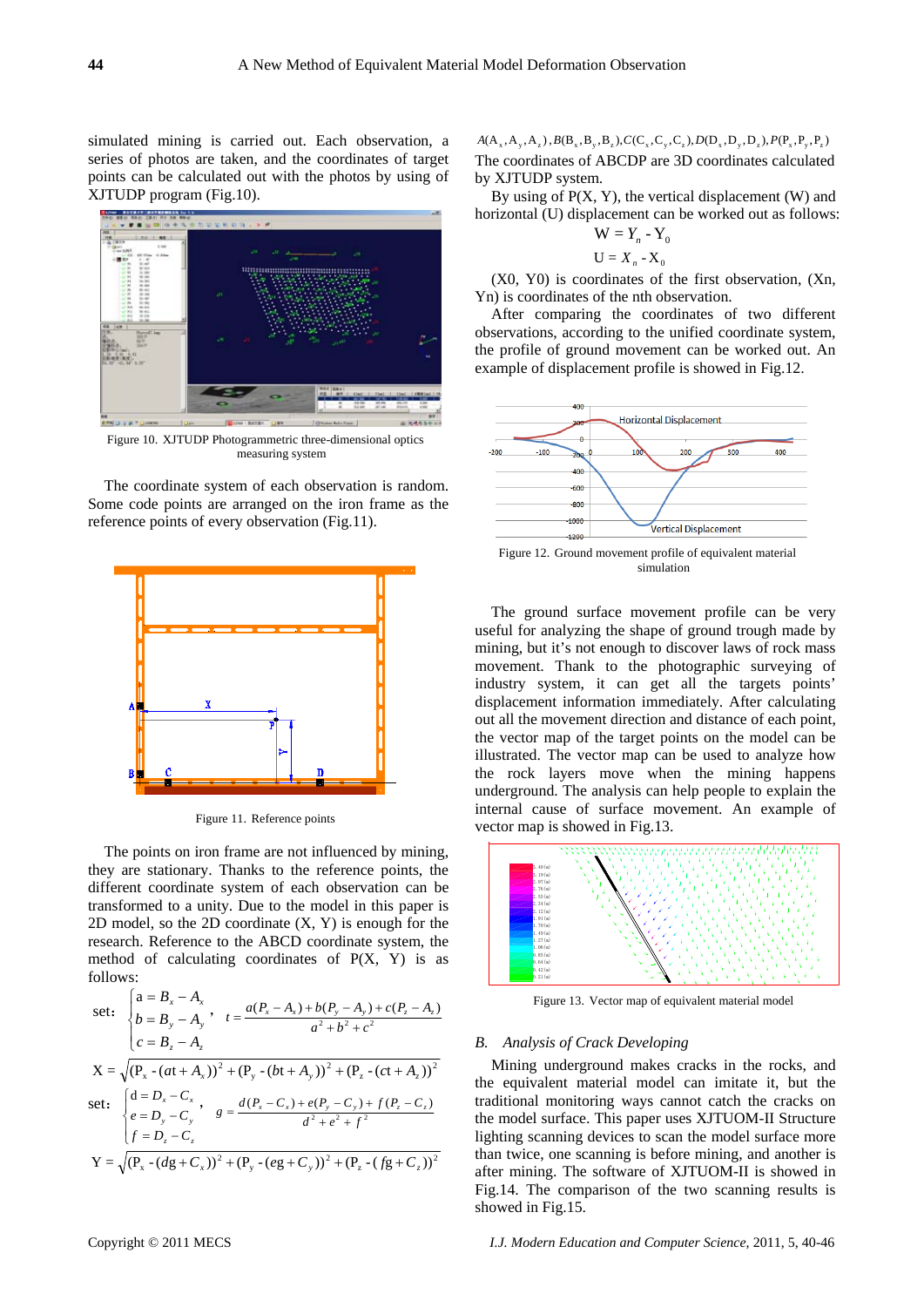simulated mining is carried out. Each observation, a series of photos are taken, and the coordinates of target points can be calculated out with the photos by using of XJTUDP program (Fig.10).

Figure 10. XJTUDP Photogrammetric three-dimensional optics measuring system

The coordinate system of each observation is random. Some code points are arranged on the iron frame as the reference points of every observation (Fig.11).

Figure 11. Reference points

The points on iron frame are not influenced by mining, they are stationary. Thanks to the reference points, the different coordinate system of each observation can be transformed to a unity. Due to the model in this paper is 2D model, so the 2D coordinate (X, Y) is enough for the research. Reference to the ABCD coordinate system, the method of calculating coordinates of P(X, Y) is as follows:

$$\text{set:} \begin{cases} a = B_x - A_x \\ b = B_y - A_y \\ c = B_z - A_z \end{cases}, \quad t = \frac{a(P_x - A_x) + b(P_y - A_y) + c(P_z - A_z)}{a^2 + b^2 + c^2}$$

$$X = \sqrt{(P_x - (at + A_x))^2 + (P_y - (bt + A_y))^2 + (P_z - (ct + A_z))^2}$$

$$\text{set:} \begin{cases} d = D_x - C_x \\ e = D_y - C_y \\ f = D_z - C_z \end{cases}, \quad g = \frac{d(P_x - C_x) + e(P_y - C_y) + f(P_z - C_z)}{d^2 + e^2 + f^2}$$

$$Y = \sqrt{(P_x - (dg + C_x))^2 + (P_y - (eg + C_y))^2 + (P_z - (fg + C_z))^2}$$

$A(A_x, A_y, A_z), B(B_x, B_y, B_z), C(C_x, C_y, C_z), D(D_x, D_y, D_z), P(P_x, P_y, P_z)$

The coordinates of ABCDP are 3D coordinates calculated by XJTUDP system.

By using of P(X, Y), the vertical displacement (W) and horizontal (U) displacement can be worked out as follows:

$$W = Y_n - Y_0$$

$$U = X_n - X_0$$

(X0, Y0) is coordinates of the first observation, (Xn, Yn) is coordinates of the nth observation.

After comparing the coordinates of two different observations, according to the unified coordinate system, the profile of ground movement can be worked out. An example of displacement profile is showed in Fig.12.

Figure 12. Ground movement profile of equivalent material simulation

The ground surface movement profile can be very useful for analyzing the shape of ground trough made by mining, but it's not enough to discover laws of rock mass movement. Thank to the photographic surveying of industry system, it can get all the targets points' displacement information immediately. After calculating out all the movement direction and distance of each point, the vector map of the target points on the model can be illustrated. The vector map can be used to analyze how the rock layers move when the mining happens underground. The analysis can help people to explain the internal cause of surface movement. An example of vector map is showed in Fig.13.

Figure 13. Vector map of equivalent material model

### *B. Analysis of Crack Developing*

Mining underground makes cracks in the rocks, and the equivalent material model can imitate it, but the traditional monitoring ways cannot catch the cracks on the model surface. This paper uses XJTUOM-II Structure lighting scanning devices to scan the model surface more than twice, one scanning is before mining, and another is after mining. The software of XJTUOM-II is showed in Fig.14. The comparison of the two scanning results is showed in Fig.15.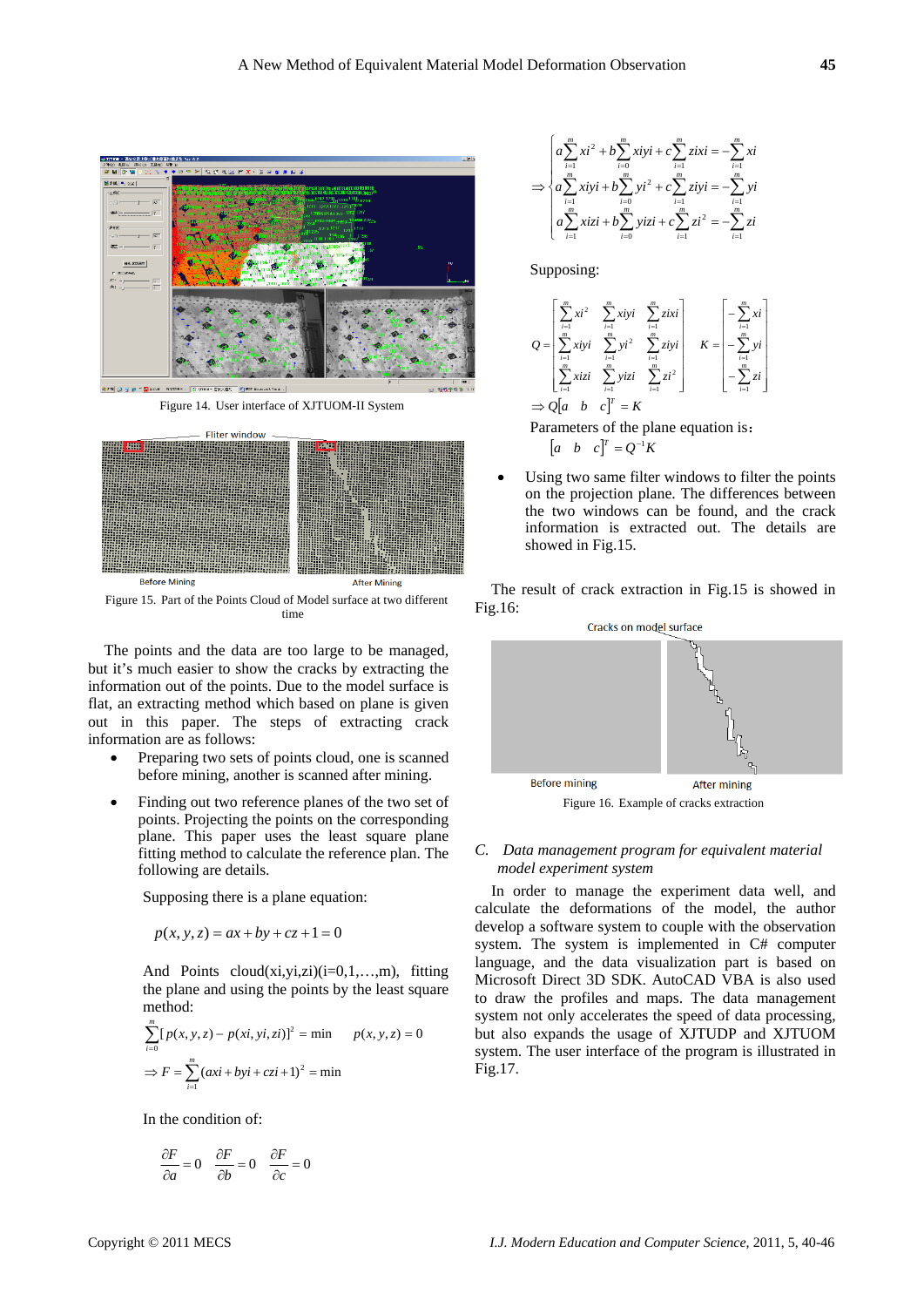Figure 14. User interface of XJTUOM-II System

Figure 15. Part of the Points Cloud of Model surface at two different time

The points and the data are too large to be managed, but it's much easier to show the cracks by extracting the information out of the points. Due to the model surface is flat, an extracting method which based on plane is given out in this paper. The steps of extracting crack information are as follows:

- Preparing two sets of points cloud, one is scanned before mining, another is scanned after mining.
- Finding out two reference planes of the two set of points. Projecting the points on the corresponding plane. This paper uses the least square plane fitting method to calculate the reference plan. The following are details.

Supposing there is a plane equation:

$$p(x,y,z) = ax + by + cz + 1 = 0$$

And Points cloud(xi,yi,zi)(i=0,1,…,m), fitting the plane and using the points by the least square method:

$$\sum_{i=0}^{m}[p(x,y,z) - p(xi,yi,zi)]^2 = \min \qquad p(x,y,z) = 0$$

$$\Rightarrow F = \sum_{i=1}^{m}(axi + byi + czi + 1)^2 = \min$$

In the condition of:

$$\frac{\partial F}{\partial a} = 0 \quad \frac{\partial F}{\partial b} = 0 \quad \frac{\partial F}{\partial c} = 0$$

$$\Rightarrow \begin{cases} a\sum_{i=1}^{m} xi^2 + b\sum_{i=0}^{m} xiyi + c\sum_{i=1}^{m} zixi = -\sum_{i=1}^{m} xi \\ a\sum_{i=1}^{m} xiyi + b\sum_{i=0}^{m} yi^2 + c\sum_{i=1}^{m} ziyi = -\sum_{i=1}^{m} yi \\ a\sum_{i=1}^{m} xizi + b\sum_{i=0}^{m} yizi + c\sum_{i=1}^{m} zi^2 = -\sum_{i=1}^{m} zi \end{cases}$$

Supposing:

$$Q = \begin{bmatrix} \sum_{i=1}^{m} xi^2 & \sum_{i=1}^{m} xiyi & \sum_{i=1}^{m} zixi \\ \sum_{i=1}^{m} xiyi & \sum_{i=1}^{m} yi^2 & \sum_{i=1}^{m} ziyi \\ \sum_{i=1}^{m} xizi & \sum_{i=1}^{m} yizi & \sum_{i=1}^{m} zi^2 \end{bmatrix} \quad K = \begin{bmatrix} -\sum_{i=1}^{m} xi \\ -\sum_{i=1}^{m} yi \\ -\sum_{i=1}^{m} zi \end{bmatrix}$$

$$\Rightarrow Q\begin{bmatrix} a & b & c \end{bmatrix}^T = K$$

Parameters of the plane equation is：

$$\begin{bmatrix} a & b & c \end{bmatrix}^T = Q^{-1}K$$

- Using two same filter windows to filter the points on the projection plane. The differences between the two windows can be found, and the crack information is extracted out. The details are showed in Fig.15.

The result of crack extraction in Fig.15 is showed in Fig.16:

Figure 16. Example of cracks extraction

### C. *Data management program for equivalent material model experiment system*

In order to manage the experiment data well, and calculate the deformations of the model, the author develop a software system to couple with the observation system. The system is implemented in C# computer language, and the data visualization part is based on Microsoft Direct 3D SDK. AutoCAD VBA is also used to draw the profiles and maps. The data management system not only accelerates the speed of data processing, but also expands the usage of XJTUDP and XJTUOM system. The user interface of the program is illustrated in Fig.17.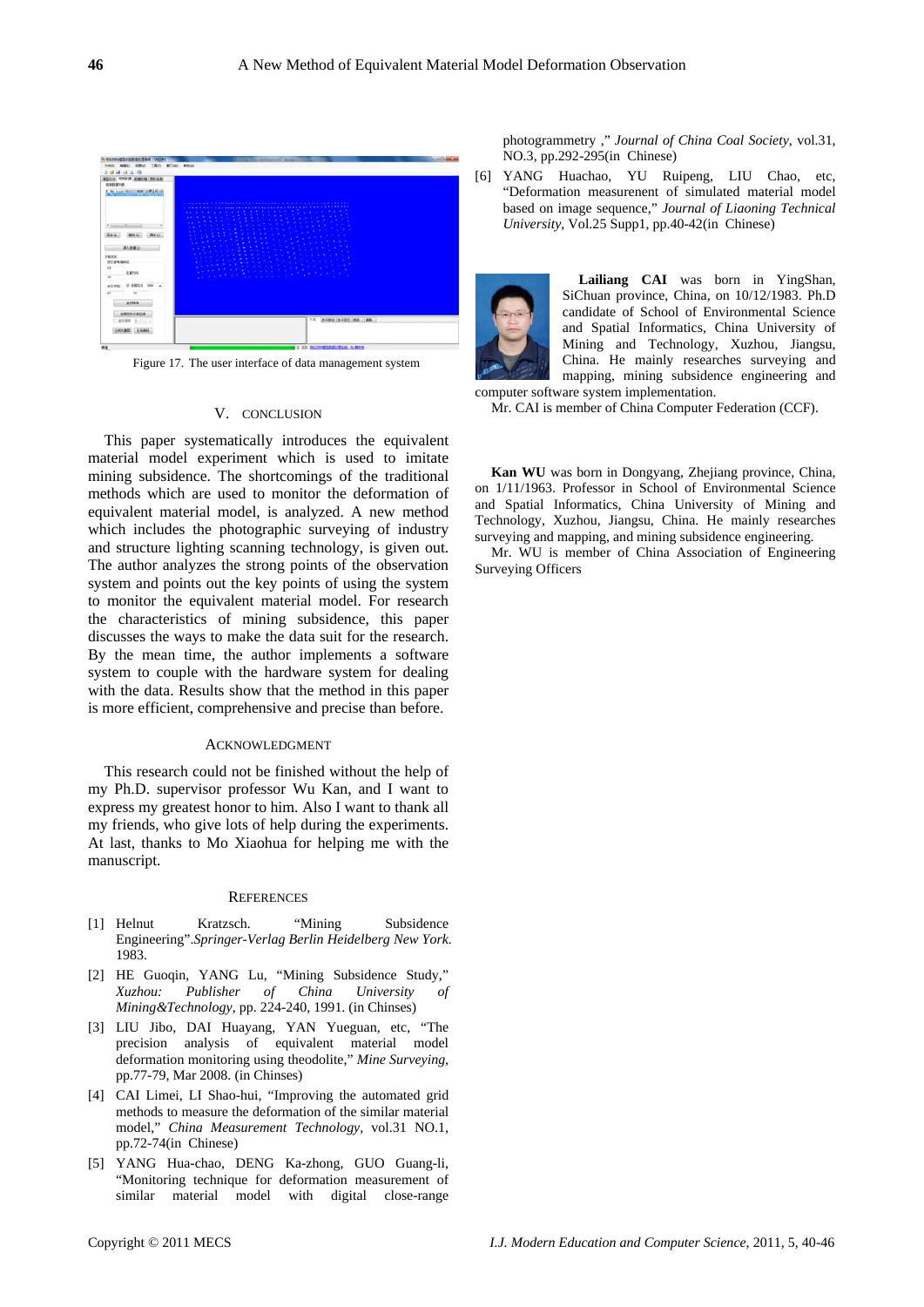Figure 17. The user interface of data management system

## V. CONCLUSION

This paper systematically introduces the equivalent material model experiment which is used to imitate mining subsidence. The shortcomings of the traditional methods which are used to monitor the deformation of equivalent material model, is analyzed. A new method which includes the photographic surveying of industry and structure lighting scanning technology, is given out. The author analyzes the strong points of the observation system and points out the key points of using the system to monitor the equivalent material model. For research the characteristics of mining subsidence, this paper discusses the ways to make the data suit for the research. By the mean time, the author implements a software system to couple with the hardware system for dealing with the data. Results show that the method in this paper is more efficient, comprehensive and precise than before.

## ACKNOWLEDGMENT

This research could not be finished without the help of my Ph.D. supervisor professor Wu Kan, and I want to express my greatest honor to him. Also I want to thank all my friends, who give lots of help during the experiments. At last, thanks to Mo Xiaohua for helping me with the manuscript.

## REFERENCES

[1] Helnut Kratzsch. "Mining Subsidence Engineering".*Springer-Verlag Berlin Heidelberg New York*. 1983.

[2] HE Guoqin, YANG Lu, "Mining Subsidence Study," *Xuzhou: Publisher of China University of Mining&Technology*, pp. 224-240, 1991. (in Chinses)

[3] LIU Jibo, DAI Huayang, YAN Yueguan, etc, "The precision analysis of equivalent material model deformation monitoring using theodolite," *Mine Surveying*, pp.77-79, Mar 2008. (in Chinses)

[4] CAI Limei, LI Shao-hui, "Improving the automated grid methods to measure the deformation of the similar material model," *China Measurement Technology*, vol.31 NO.1, pp.72-74(in Chinese)

[5] YANG Hua-chao, DENG Ka-zhong, GUO Guang-li, "Monitoring technique for deformation measurement of similar material model with digital close-range photogrammetry ," *Journal of China Coal Society*, vol.31, NO.3, pp.292-295(in Chinese)

[6] YANG Huachao, YU Ruipeng, LIU Chao, etc, "Deformation measurement of simulated material model based on image sequence," *Journal of Liaoning Technical University*, Vol.25 Supp1, pp.40-42(in Chinese)

**Lailiang CAI** was born in YingShan, SiChuan province, China, on 10/12/1983. Ph.D candidate of School of Environmental Science and Spatial Informatics, China University of Mining and Technology, Xuzhou, Jiangsu, China. He mainly researches surveying and mapping, mining subsidence engineering and computer software system implementation.

Mr. CAI is member of China Computer Federation (CCF).

**Kan WU** was born in Dongyang, Zhejiang province, China, on 1/11/1963. Professor in School of Environmental Science and Spatial Informatics, China University of Mining and Technology, Xuzhou, Jiangsu, China. He mainly researches surveying and mapping, and mining subsidence engineering.

Mr. WU is member of China Association of Engineering Surveying Officers